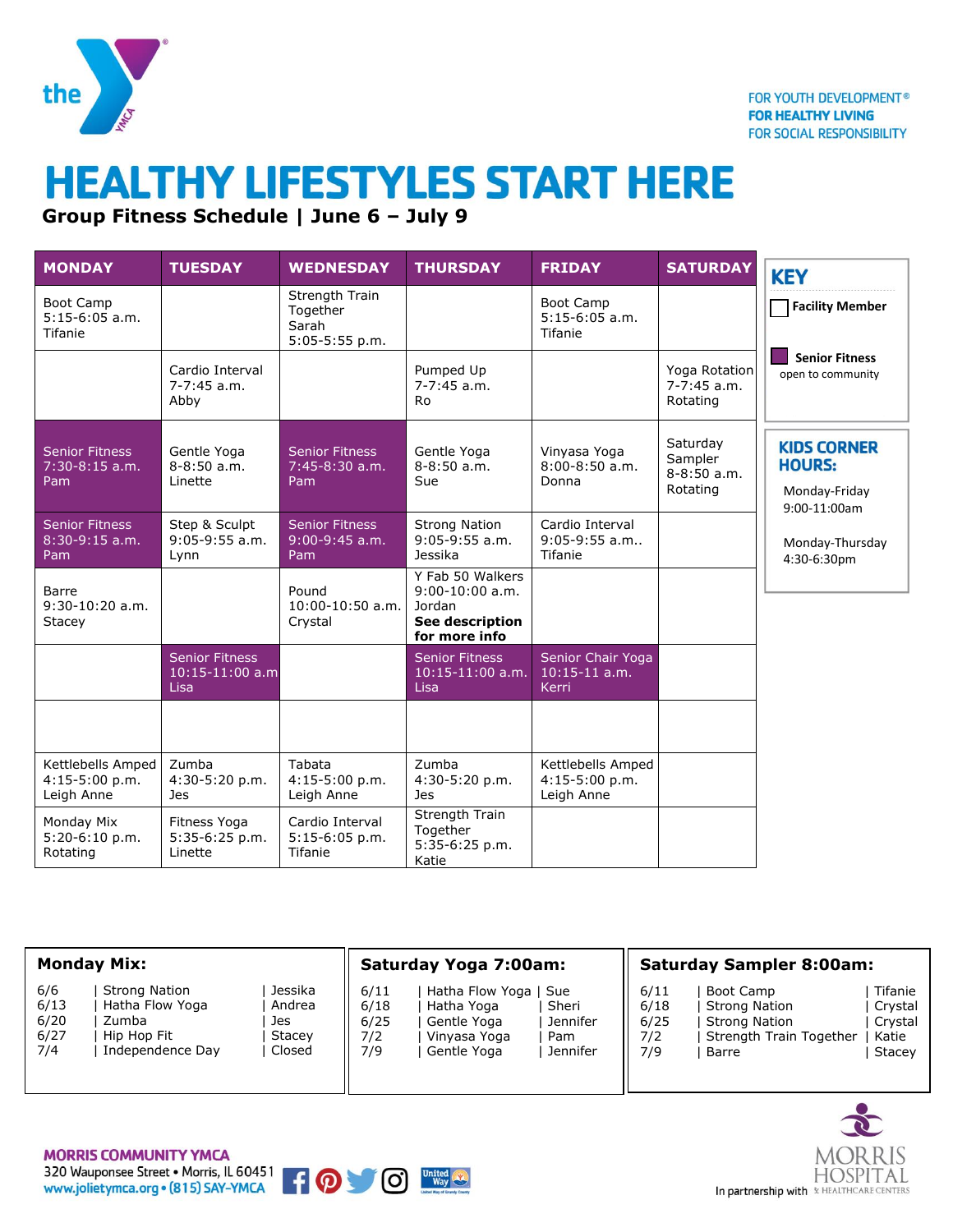FOR YOUTH DEVELOPMENT®
FOR HEALTHY LIVING
FOR SOCIAL RESPONSIBILITY

# HEALTHY LIFESTYLES START HERE

**Group Fitness Schedule | June 6 – July 9**

| MONDAY | TUESDAY | WEDNESDAY | THURSDAY | FRIDAY | SATURDAY |
|---|---|---|---|---|---|
| Boot Camp 5:15-6:05 a.m. Tifanie | | Strength Train Together Sarah 5:05-5:55 p.m. | | Boot Camp 5:15-6:05 a.m. Tifanie | |
| | Cardio Interval 7-7:45 a.m. Abby | | Pumped Up 7-7:45 a.m. Ro | | Yoga Rotation 7-7:45 a.m. Rotating |
| Senior Fitness 7:30-8:15 a.m. Pam | Gentle Yoga 8-8:50 a.m. Linette | Senior Fitness 7:45-8:30 a.m. Pam | Gentle Yoga 8-8:50 a.m. Sue | Vinyasa Yoga 8:00-8:50 a.m. Donna | Saturday Sampler 8-8:50 a.m. Rotating |
| Senior Fitness 8:30-9:15 a.m. Pam | Step & Sculpt 9:05-9:55 a.m. Lynn | Senior Fitness 9:00-9:45 a.m. Pam | Strong Nation 9:05-9:55 a.m. Jessika | Cardio Interval 9:05-9:55 a.m.. Tifanie | |
| Barre 9:30-10:20 a.m. Stacey | | Pound 10:00-10:50 a.m. Crystal | Y Fab 50 Walkers 9:00-10:00 a.m. Jordan **See description for more info** | | |
| | Senior Fitness 10:15-11:00 a.m Lisa | | Senior Fitness 10:15-11:00 a.m. Lisa | Senior Chair Yoga 10:15-11 a.m. Kerri | |
| | | | | | |
| Kettlebells Amped 4:15-5:00 p.m. Leigh Anne | Zumba 4:30-5:20 p.m. Jes | Tabata 4:15-5:00 p.m. Leigh Anne | Zumba 4:30-5:20 p.m. Jes | Kettlebells Amped 4:15-5:00 p.m. Leigh Anne | |
| Monday Mix 5:20-6:10 p.m. Rotating | Fitness Yoga 5:35-6:25 p.m. Linette | Cardio Interval 5:15-6:05 p.m. Tifanie | Strength Train Together 5:35-6:25 p.m. Katie | | |

## KEY

- Facility Member
- Senior Fitness open to community

## KIDS CORNER HOURS:

Monday-Friday 9:00-11:00am

Monday-Thursday 4:30-6:30pm

### Monday Mix:

| Date | Class | Instructor |
|---|---|---|
| 6/6 | Strong Nation | Jessika |
| 6/13 | Hatha Flow Yoga | Andrea |
| 6/20 | Zumba | Jes |
| 6/27 | Hip Hop Fit | Stacey |
| 7/4 | Independence Day | Closed |

### Saturday Yoga 7:00am:

| Date | Class | Instructor |
|---|---|---|
| 6/11 | Hatha Flow Yoga | Sue |
| 6/18 | Hatha Yoga | Sheri |
| 6/25 | Gentle Yoga | Jennifer |
| 7/2 | Vinyasa Yoga | Pam |
| 7/9 | Gentle Yoga | Jennifer |

### Saturday Sampler 8:00am:

| Date | Class | Instructor |
|---|---|---|
| 6/11 | Boot Camp | Tifanie |
| 6/18 | Strong Nation | Crystal |
| 6/25 | Strong Nation | Crystal |
| 7/2 | Strength Train Together | Katie |
| 7/9 | Barre | Stacey |

**MORRIS COMMUNITY YMCA**
320 Wauponsee Street • Morris, IL 60451
www.jolietymca.org • (815) SAY-YMCA

In partnership with MORRIS HOSPITAL & HEALTHCARE CENTERS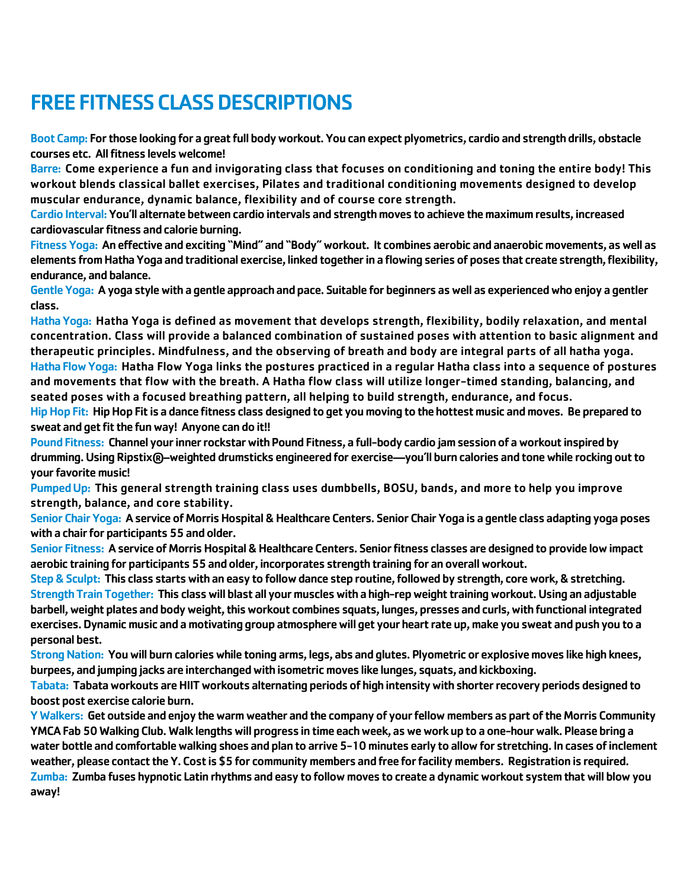# FREE FITNESS CLASS DESCRIPTIONS

**Boot Camp:** For those looking for a great full body workout. You can expect plyometrics, cardio and strength drills, obstacle courses etc. All fitness levels welcome!

**Barre:** Come experience a fun and invigorating class that focuses on conditioning and toning the entire body! This workout blends classical ballet exercises, Pilates and traditional conditioning movements designed to develop muscular endurance, dynamic balance, flexibility and of course core strength.

**Cardio Interval:** You'll alternate between cardio intervals and strength moves to achieve the maximum results, increased cardiovascular fitness and calorie burning.

**Fitness Yoga:** An effective and exciting "Mind" and "Body" workout. It combines aerobic and anaerobic movements, as well as elements from Hatha Yoga and traditional exercise, linked together in a flowing series of poses that create strength, flexibility, endurance, and balance.

**Gentle Yoga:** A yoga style with a gentle approach and pace. Suitable for beginners as well as experienced who enjoy a gentler class.

**Hatha Yoga:** Hatha Yoga is defined as movement that develops strength, flexibility, bodily relaxation, and mental concentration. Class will provide a balanced combination of sustained poses with attention to basic alignment and therapeutic principles. Mindfulness, and the observing of breath and body are integral parts of all hatha yoga.

**Hatha Flow Yoga:** Hatha Flow Yoga links the postures practiced in a regular Hatha class into a sequence of postures and movements that flow with the breath. A Hatha flow class will utilize longer-timed standing, balancing, and seated poses with a focused breathing pattern, all helping to build strength, endurance, and focus.

**Hip Hop Fit:** Hip Hop Fit is a dance fitness class designed to get you moving to the hottest music and moves. Be prepared to sweat and get fit the fun way! Anyone can do it!!

**Pound Fitness:** Channel your inner rockstar with Pound Fitness, a full-body cardio jam session of a workout inspired by drumming. Using Ripstix®—weighted drumsticks engineered for exercise—you'll burn calories and tone while rocking out to your favorite music!

**Pumped Up:** This general strength training class uses dumbbells, BOSU, bands, and more to help you improve strength, balance, and core stability.

**Senior Chair Yoga:** A service of Morris Hospital & Healthcare Centers. Senior Chair Yoga is a gentle class adapting yoga poses with a chair for participants 55 and older.

**Senior Fitness:** A service of Morris Hospital & Healthcare Centers. Senior fitness classes are designed to provide low impact aerobic training for participants 55 and older, incorporates strength training for an overall workout.

**Step & Sculpt:** This class starts with an easy to follow dance step routine, followed by strength, core work, & stretching.

**Strength Train Together:** This class will blast all your muscles with a high-rep weight training workout. Using an adjustable barbell, weight plates and body weight, this workout combines squats, lunges, presses and curls, with functional integrated exercises. Dynamic music and a motivating group atmosphere will get your heart rate up, make you sweat and push you to a personal best.

**Strong Nation:** You will burn calories while toning arms, legs, abs and glutes. Plyometric or explosive moves like high knees, burpees, and jumping jacks are interchanged with isometric moves like lunges, squats, and kickboxing.

**Tabata:** Tabata workouts are HIIT workouts alternating periods of high intensity with shorter recovery periods designed to boost post exercise calorie burn.

**Y Walkers:** Get outside and enjoy the warm weather and the company of your fellow members as part of the Morris Community YMCA Fab 50 Walking Club. Walk lengths will progress in time each week, as we work up to a one-hour walk. Please bring a water bottle and comfortable walking shoes and plan to arrive 5-10 minutes early to allow for stretching. In cases of inclement weather, please contact the Y. Cost is $5 for community members and free for facility members. Registration is required.

**Zumba:** Zumba fuses hypnotic Latin rhythms and easy to follow moves to create a dynamic workout system that will blow you away!